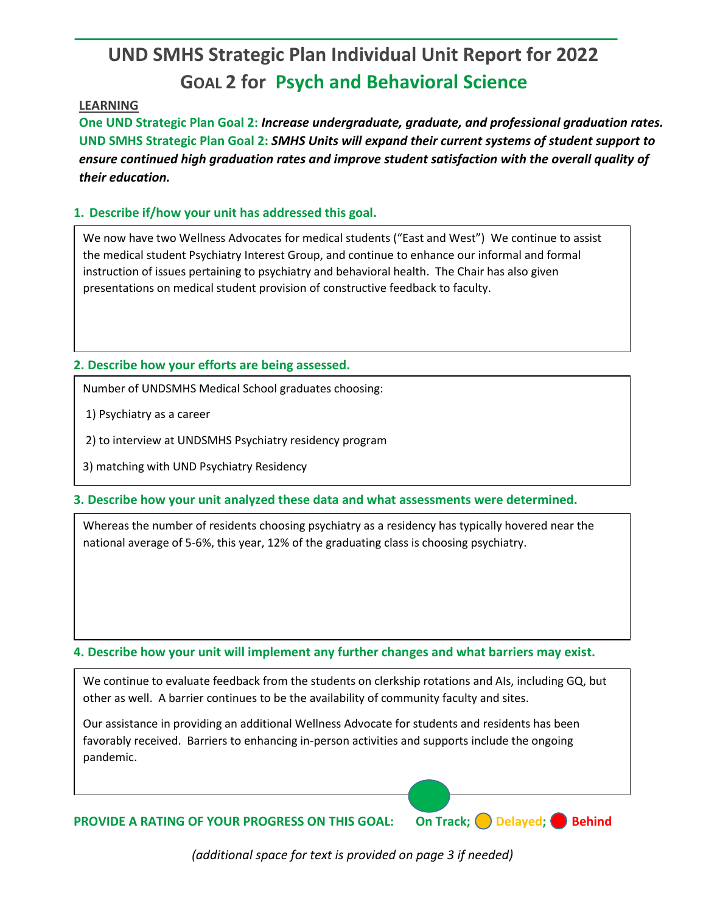# UND SMHS Strategic Plan Individual Unit Report for 2022

## GOAL 2 for Psych and Behavioral Science

**LEARNING**

**One UND Strategic Plan Goal 2:** ***Increase undergraduate, graduate, and professional graduation rates.***
**UND SMHS Strategic Plan Goal 2:** ***SMHS Units will expand their current systems of student support to ensure continued high graduation rates and improve student satisfaction with the overall quality of their education.***

### 1. Describe if/how your unit has addressed this goal.

We now have two Wellness Advocates for medical students ("East and West") We continue to assist the medical student Psychiatry Interest Group, and continue to enhance our informal and formal instruction of issues pertaining to psychiatry and behavioral health. The Chair has also given presentations on medical student provision of constructive feedback to faculty.

### 2. Describe how your efforts are being assessed.

Number of UNDSMHS Medical School graduates choosing:

1) Psychiatry as a career
2) to interview at UNDSMHS Psychiatry residency program
3) matching with UND Psychiatry Residency

### 3. Describe how your unit analyzed these data and what assessments were determined.

Whereas the number of residents choosing psychiatry as a residency has typically hovered near the national average of 5-6%, this year, 12% of the graduating class is choosing psychiatry.

### 4. Describe how your unit will implement any further changes and what barriers may exist.

We continue to evaluate feedback from the students on clerkship rotations and AIs, including GQ, but other as well. A barrier continues to be the availability of community faculty and sites.

Our assistance in providing an additional Wellness Advocate for students and residents has been favorably received. Barriers to enhancing in-person activities and supports include the ongoing pandemic.

**PROVIDE A RATING OF YOUR PROGRESS ON THIS GOAL:** ● On Track; ○ Delayed; ○ Behind

*(additional space for text is provided on page 3 if needed)*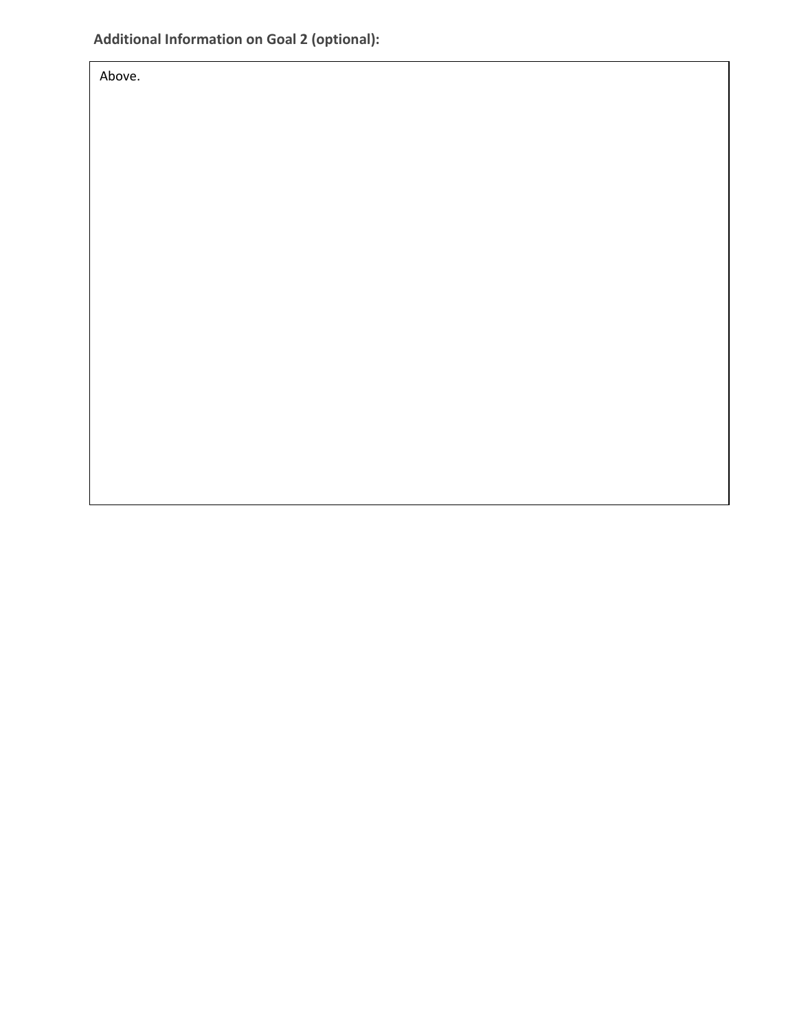**Additional Information on Goal 2 (optional):**

| |
|---|
| Above. |